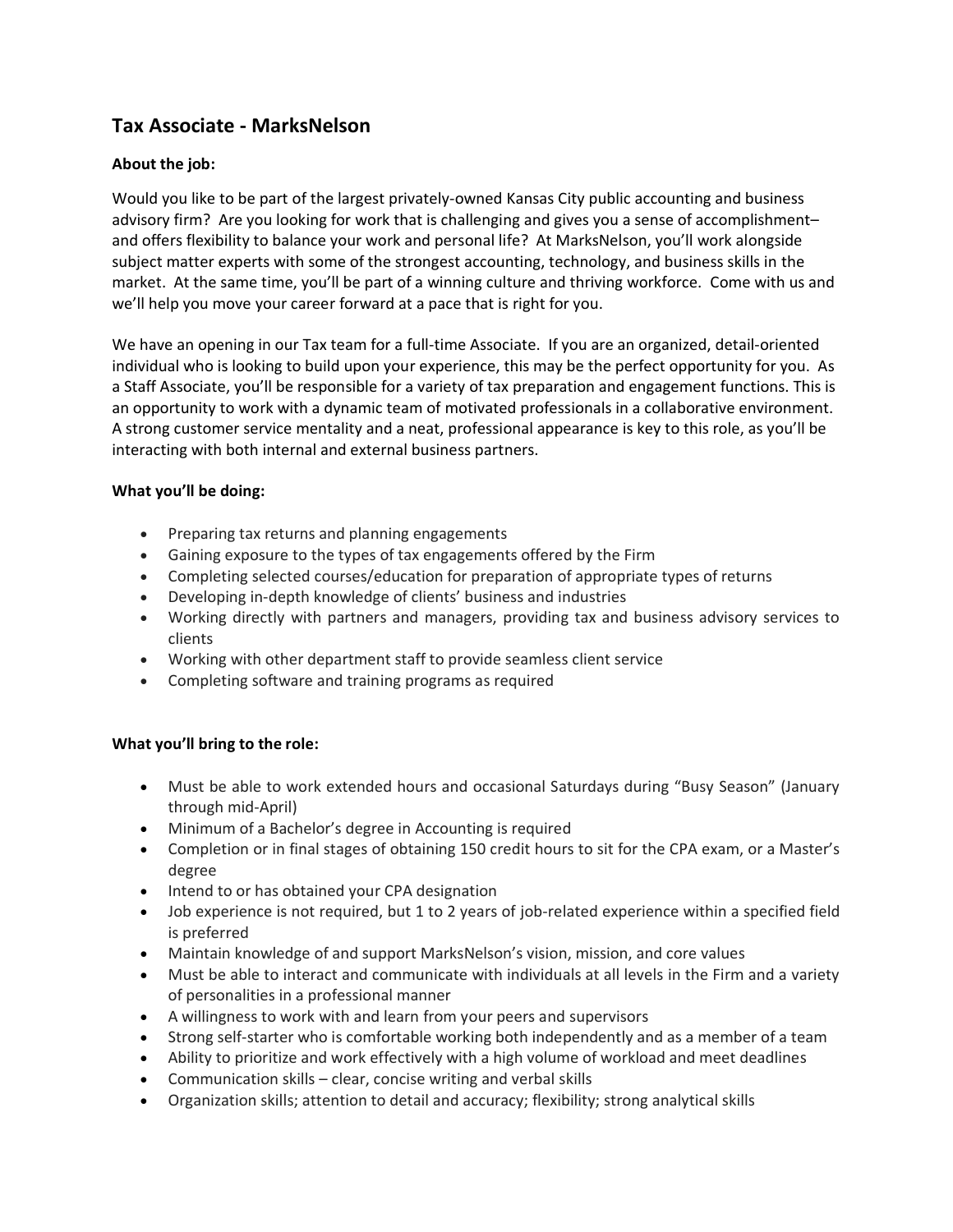## Tax Associate - MarksNelson

**About the job:**

Would you like to be part of the largest privately-owned Kansas City public accounting and business advisory firm? Are you looking for work that is challenging and gives you a sense of accomplishment– and offers flexibility to balance your work and personal life? At MarksNelson, you'll work alongside subject matter experts with some of the strongest accounting, technology, and business skills in the market. At the same time, you'll be part of a winning culture and thriving workforce. Come with us and we'll help you move your career forward at a pace that is right for you.

We have an opening in our Tax team for a full-time Associate. If you are an organized, detail-oriented individual who is looking to build upon your experience, this may be the perfect opportunity for you. As a Staff Associate, you'll be responsible for a variety of tax preparation and engagement functions. This is an opportunity to work with a dynamic team of motivated professionals in a collaborative environment. A strong customer service mentality and a neat, professional appearance is key to this role, as you'll be interacting with both internal and external business partners.

**What you'll be doing:**

- Preparing tax returns and planning engagements
- Gaining exposure to the types of tax engagements offered by the Firm
- Completing selected courses/education for preparation of appropriate types of returns
- Developing in-depth knowledge of clients' business and industries
- Working directly with partners and managers, providing tax and business advisory services to clients
- Working with other department staff to provide seamless client service
- Completing software and training programs as required

**What you'll bring to the role:**

- Must be able to work extended hours and occasional Saturdays during "Busy Season" (January through mid-April)
- Minimum of a Bachelor's degree in Accounting is required
- Completion or in final stages of obtaining 150 credit hours to sit for the CPA exam, or a Master's degree
- Intend to or has obtained your CPA designation
- Job experience is not required, but 1 to 2 years of job-related experience within a specified field is preferred
- Maintain knowledge of and support MarksNelson's vision, mission, and core values
- Must be able to interact and communicate with individuals at all levels in the Firm and a variety of personalities in a professional manner
- A willingness to work with and learn from your peers and supervisors
- Strong self-starter who is comfortable working both independently and as a member of a team
- Ability to prioritize and work effectively with a high volume of workload and meet deadlines
- Communication skills – clear, concise writing and verbal skills
- Organization skills; attention to detail and accuracy; flexibility; strong analytical skills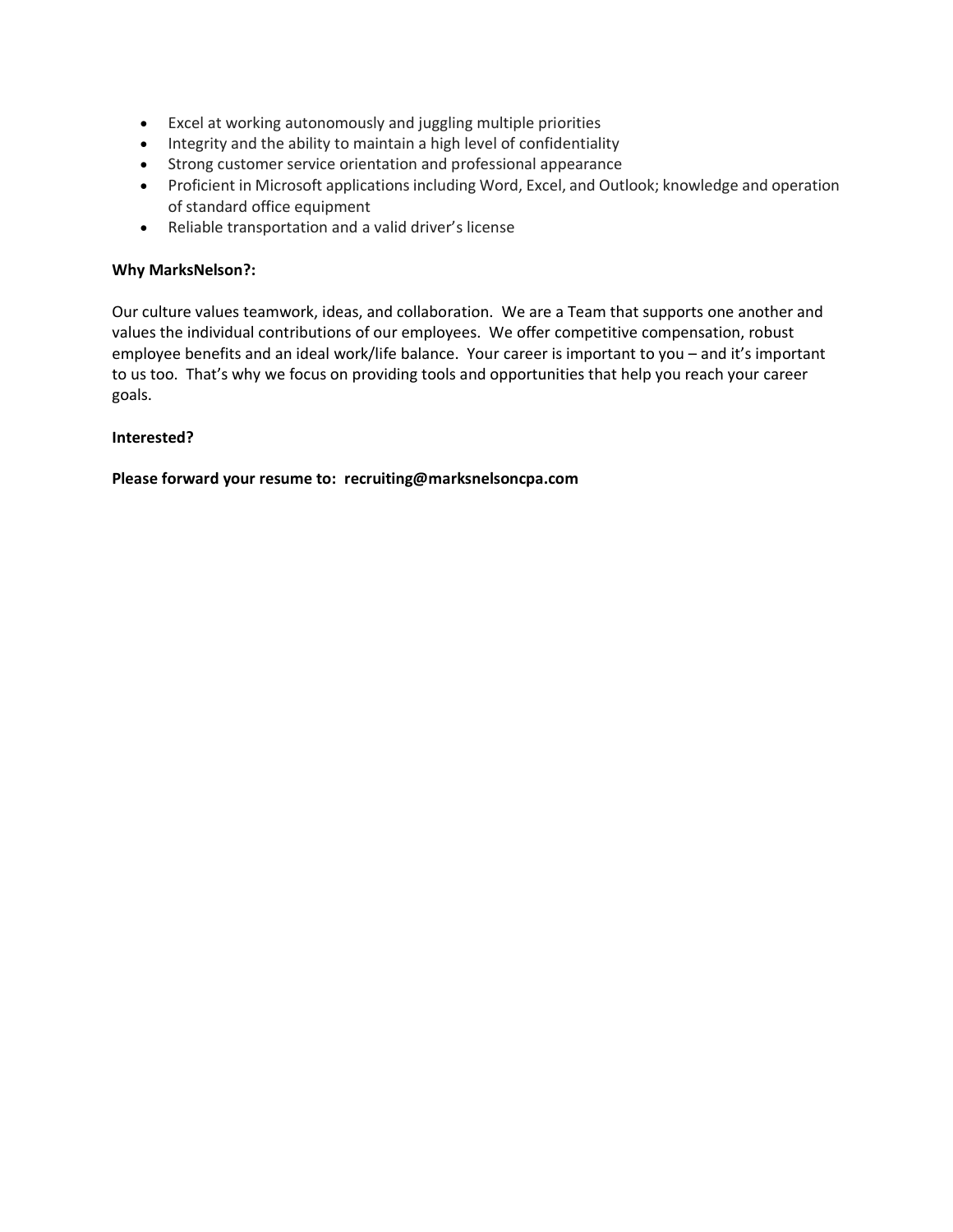- Excel at working autonomously and juggling multiple priorities
- Integrity and the ability to maintain a high level of confidentiality
- Strong customer service orientation and professional appearance
- Proficient in Microsoft applications including Word, Excel, and Outlook; knowledge and operation of standard office equipment
- Reliable transportation and a valid driver's license

**Why MarksNelson?:**

Our culture values teamwork, ideas, and collaboration. We are a Team that supports one another and values the individual contributions of our employees. We offer competitive compensation, robust employee benefits and an ideal work/life balance. Your career is important to you – and it's important to us too. That's why we focus on providing tools and opportunities that help you reach your career goals.

**Interested?**

**Please forward your resume to: recruiting@marksnelsoncpa.com**